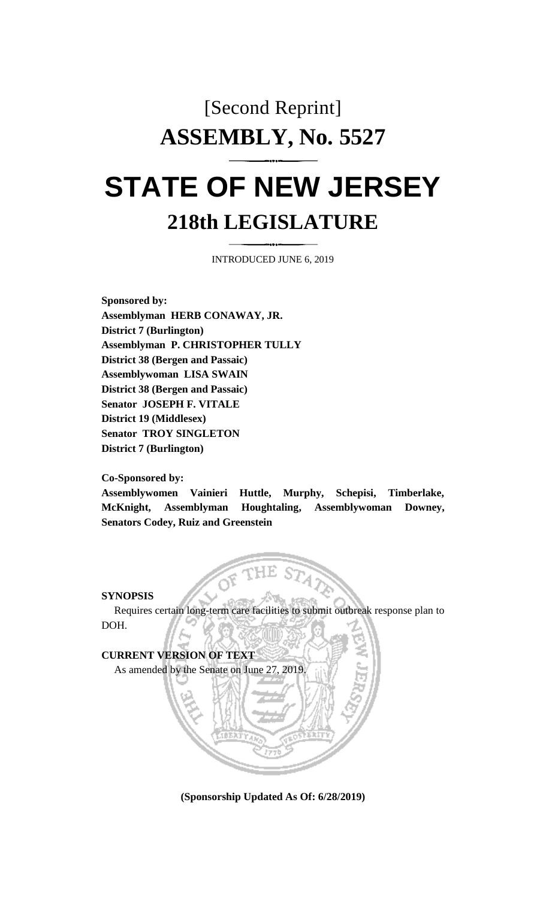# [Second Reprint]

# ASSEMBLY, No. 5527

# STATE OF NEW JERSEY

## 218th LEGISLATURE

INTRODUCED JUNE 6, 2019

**Sponsored by:**
**Assemblyman HERB CONAWAY, JR.**
**District 7 (Burlington)**
**Assemblyman P. CHRISTOPHER TULLY**
**District 38 (Bergen and Passaic)**
**Assemblywoman LISA SWAIN**
**District 38 (Bergen and Passaic)**
**Senator JOSEPH F. VITALE**
**District 19 (Middlesex)**
**Senator TROY SINGLETON**
**District 7 (Burlington)**

**Co-Sponsored by:**
**Assemblywomen Vainieri Huttle, Murphy, Schepisi, Timberlake, McKnight, Assemblyman Houghtaling, Assemblywoman Downey, Senators Codey, Ruiz and Greenstein**

**SYNOPSIS**

Requires certain long-term care facilities to submit outbreak response plan to DOH.

**CURRENT VERSION OF TEXT**

As amended by the Senate on June 27, 2019.

**(Sponsorship Updated As Of: 6/28/2019)**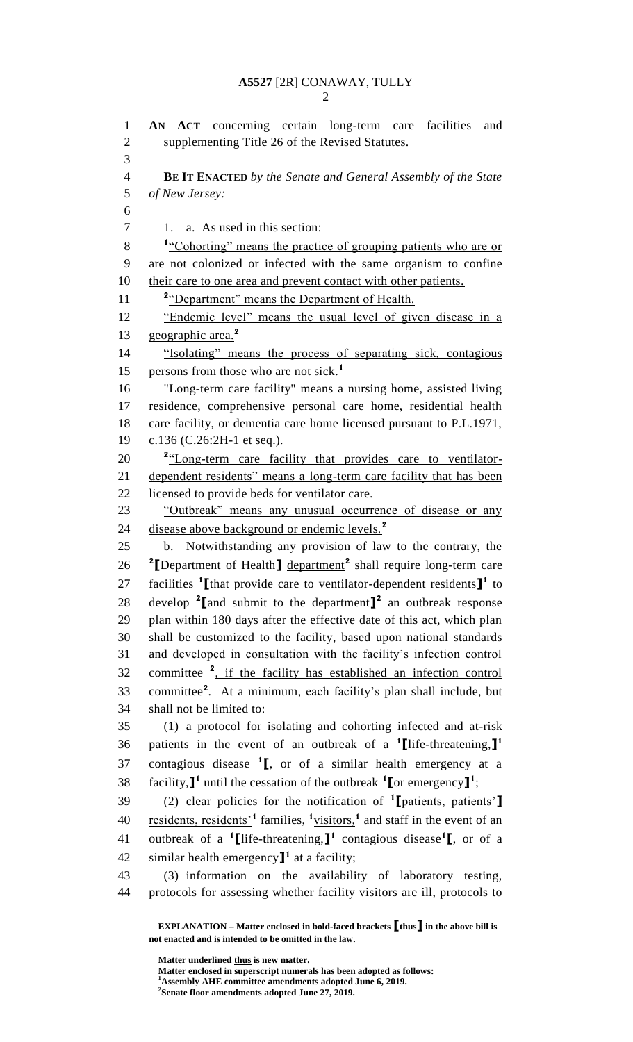**AN ACT** concerning certain long-term care facilities and supplementing Title 26 of the Revised Statutes.

**BE IT ENACTED** *by the Senate and General Assembly of the State of New Jersey:*

1. a. As used in this section:

[1]"Cohorting" means the practice of grouping patients who are or are not colonized or infected with the same organism to confine their care to one area and prevent contact with other patients.

[2]"Department" means the Department of Health.

"Endemic level" means the usual level of given disease in a geographic area.[2]

"Isolating" means the process of separating sick, contagious persons from those who are not sick.[1]

"Long-term care facility" means a nursing home, assisted living residence, comprehensive personal care home, residential health care facility, or dementia care home licensed pursuant to P.L.1971, c.136 (C.26:2H-1 et seq.).

[2]"Long-term care facility that provides care to ventilator-dependent residents" means a long-term care facility that has been licensed to provide beds for ventilator care.

"Outbreak" means any unusual occurrence of disease or any disease above background or endemic levels.[2]

b. Notwithstanding any provision of law to the contrary, the [2]**[**Department of Health**]** department[2] shall require long-term care facilities [1]**[**that provide care to ventilator-dependent residents**]**[1] to develop [2]**[**and submit to the department**]**[2] an outbreak response plan within 180 days after the effective date of this act, which plan shall be customized to the facility, based upon national standards and developed in consultation with the facility's infection control committee [2], if the facility has established an infection control committee[2]. At a minimum, each facility's plan shall include, but shall not be limited to:

(1) a protocol for isolating and cohorting infected and at-risk patients in the event of an outbreak of a [1]**[**life-threatening,**]**[1] contagious disease [1]**[**, or of a similar health emergency at a facility,**]**[1] until the cessation of the outbreak [1]**[**or emergency**]**[1];

(2) clear policies for the notification of [1]**[**patients, patients'**]** residents, residents'[1] families, [1]visitors,[1] and staff in the event of an outbreak of a [1]**[**life-threatening,**]**[1] contagious disease[1]**[**, or of a similar health emergency**]**[1] at a facility;

(3) information on the availability of laboratory testing, protocols for assessing whether facility visitors are ill, protocols to

**EXPLANATION – Matter enclosed in bold-faced brackets [thus] in the above bill is not enacted and is intended to be omitted in the law.**

**Matter underlined thus is new matter.**
**Matter enclosed in superscript numerals has been adopted as follows:**
**[1]Assembly AHE committee amendments adopted June 6, 2019.**
**[2]Senate floor amendments adopted June 27, 2019.**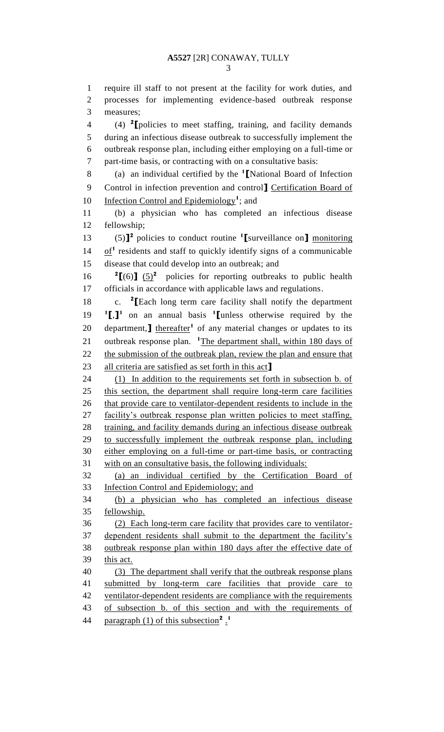require ill staff to not present at the facility for work duties, and processes for implementing evidence-based outbreak response measures;

(4) [2]⟦policies to meet staffing, training, and facility demands during an infectious disease outbreak to successfully implement the outbreak response plan, including either employing on a full-time or part-time basis, or contracting with on a consultative basis:

(a) an individual certified by the [1]⟦National Board of Infection Control in infection prevention and control⟧ Certification Board of Infection Control and Epidemiology[1]; and

(b) a physician who has completed an infectious disease fellowship;

(5)⟧[2] policies to conduct routine [1]⟦surveillance on⟧ monitoring of[1] residents and staff to quickly identify signs of a communicable disease that could develop into an outbreak; and

[2]⟦(6)⟧ (5)[2] policies for reporting outbreaks to public health officials in accordance with applicable laws and regulations.

c. [2]⟦Each long term care facility shall notify the department [1]⟦,⟧[1] on an annual basis [1]⟦unless otherwise required by the department,⟧ thereafter[1] of any material changes or updates to its outbreak response plan. [1]The department shall, within 180 days of the submission of the outbreak plan, review the plan and ensure that all criteria are satisfied as set forth in this act⟧

(1) In addition to the requirements set forth in subsection b. of this section, the department shall require long-term care facilities that provide care to ventilator-dependent residents to include in the facility's outbreak response plan written policies to meet staffing, training, and facility demands during an infectious disease outbreak to successfully implement the outbreak response plan, including either employing on a full-time or part-time basis, or contracting with on an consultative basis, the following individuals:

(a) an individual certified by the Certification Board of Infection Control and Epidemiology; and

(b) a physician who has completed an infectious disease fellowship.

(2) Each long-term care facility that provides care to ventilator-dependent residents shall submit to the department the facility's outbreak response plan within 180 days after the effective date of this act.

(3) The department shall verify that the outbreak response plans submitted by long-term care facilities that provide care to ventilator-dependent residents are compliance with the requirements of subsection b. of this section and with the requirements of paragraph (1) of this subsection[2] .[1]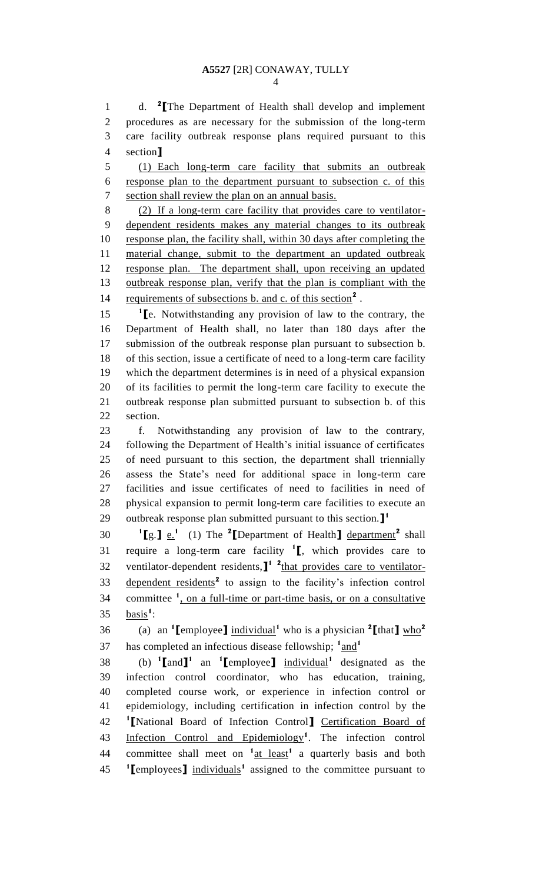d. [2]⟦The Department of Health shall develop and implement procedures as are necessary for the submission of the long-term care facility outbreak response plans required pursuant to this section⟧

(1) Each long-term care facility that submits an outbreak response plan to the department pursuant to subsection c. of this section shall review the plan on an annual basis.

(2) If a long-term care facility that provides care to ventilator-dependent residents makes any material changes to its outbreak response plan, the facility shall, within 30 days after completing the material change, submit to the department an updated outbreak response plan. The department shall, upon receiving an updated outbreak response plan, verify that the plan is compliant with the requirements of subsections b. and c. of this section[2].

[1]⟦e. Notwithstanding any provision of law to the contrary, the Department of Health shall, no later than 180 days after the submission of the outbreak response plan pursuant to subsection b. of this section, issue a certificate of need to a long-term care facility which the department determines is in need of a physical expansion of its facilities to permit the long-term care facility to execute the outbreak response plan submitted pursuant to subsection b. of this section.

f. Notwithstanding any provision of law to the contrary, following the Department of Health's initial issuance of certificates of need pursuant to this section, the department shall triennially assess the State's need for additional space in long-term care facilities and issue certificates of need to facilities in need of physical expansion to permit long-term care facilities to execute an outbreak response plan submitted pursuant to this section.⟧[1]

[1]⟦g.⟧ e.[1] (1) The [2]⟦Department of Health⟧ department[2] shall require a long-term care facility [1]⟦, which provides care to ventilator-dependent residents,⟧[1] [2]that provides care to ventilator-dependent residents[2] to assign to the facility's infection control committee [1], on a full-time or part-time basis, or on a consultative basis[1]:

(a) an [1]⟦employee⟧ individual[1] who is a physician [2]⟦that⟧ who[2] has completed an infectious disease fellowship; [1]and[1]

(b) [1]⟦and⟧[1] an [1]⟦employee⟧ individual[1] designated as the infection control coordinator, who has education, training, completed course work, or experience in infection control or epidemiology, including certification in infection control by the [1]⟦National Board of Infection Control⟧ Certification Board of Infection Control and Epidemiology[1]. The infection control committee shall meet on [1]at least[1] a quarterly basis and both [1]⟦employees⟧ individuals[1] assigned to the committee pursuant to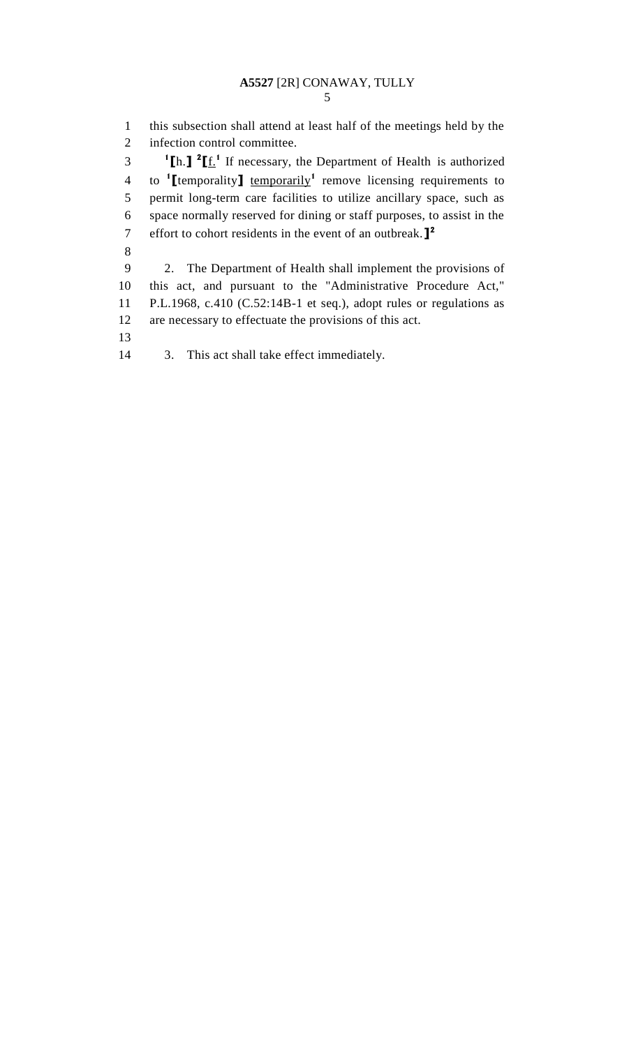this subsection shall attend at least half of the meetings held by the infection control committee.

[1]**[**h.**]** [2]**[**f.[1] If necessary, the Department of Health is authorized to [1]**[**temporality**]** temporarily[1] remove licensing requirements to permit long-term care facilities to utilize ancillary space, such as space normally reserved for dining or staff purposes, to assist in the effort to cohort residents in the event of an outbreak.**]**[2]

2. The Department of Health shall implement the provisions of this act, and pursuant to the "Administrative Procedure Act," P.L.1968, c.410 (C.52:14B-1 et seq.), adopt rules or regulations as are necessary to effectuate the provisions of this act.

3. This act shall take effect immediately.